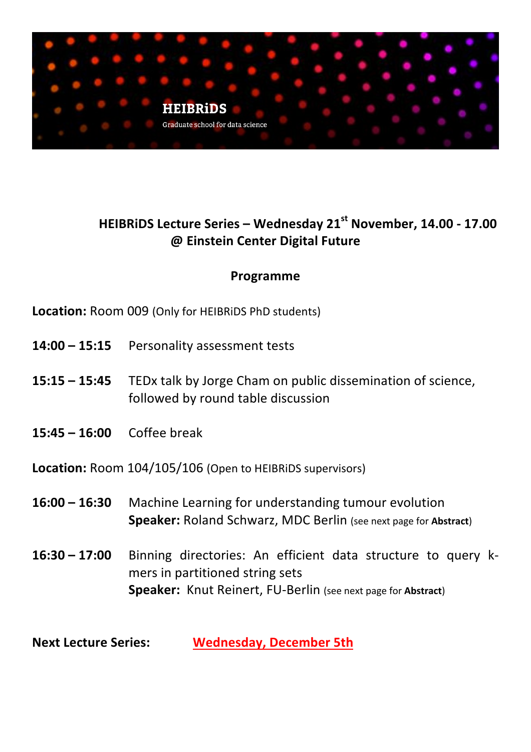HEIBRiDS

Graduate school for data science

## HEIBRiDS Lecture Series – Wednesday 21st November, 14.00 - 17.00 @ Einstein Center Digital Future

### Programme

**Location:** Room 009 (Only for HEIBRiDS PhD students)

**14:00 – 15:15** Personality assessment tests

**15:15 – 15:45** TEDx talk by Jorge Cham on public dissemination of science, followed by round table discussion

**15:45 – 16:00** Coffee break

**Location:** Room 104/105/106 (Open to HEIBRiDS supervisors)

**16:00 – 16:30** Machine Learning for understanding tumour evolution
**Speaker:** Roland Schwarz, MDC Berlin (see next page for **Abstract**)

**16:30 – 17:00** Binning directories: An efficient data structure to query k-mers in partitioned string sets
**Speaker:** Knut Reinert, FU-Berlin (see next page for **Abstract**)

**Next Lecture Series:** Wednesday, December 5th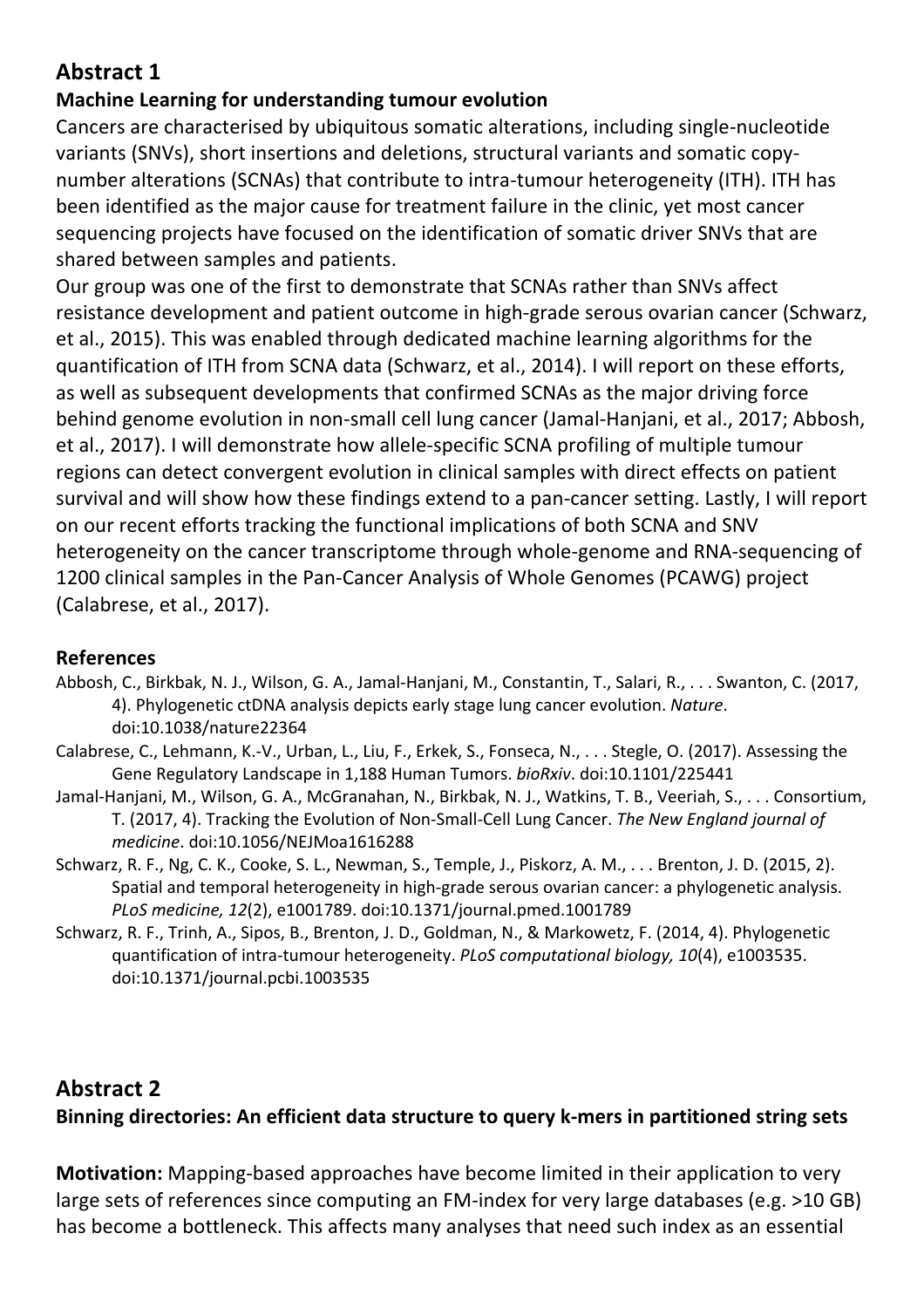## Abstract 1

### Machine Learning for understanding tumour evolution

Cancers are characterised by ubiquitous somatic alterations, including single-nucleotide variants (SNVs), short insertions and deletions, structural variants and somatic copy-number alterations (SCNAs) that contribute to intra-tumour heterogeneity (ITH). ITH has been identified as the major cause for treatment failure in the clinic, yet most cancer sequencing projects have focused on the identification of somatic driver SNVs that are shared between samples and patients.

Our group was one of the first to demonstrate that SCNAs rather than SNVs affect resistance development and patient outcome in high-grade serous ovarian cancer (Schwarz, et al., 2015). This was enabled through dedicated machine learning algorithms for the quantification of ITH from SCNA data (Schwarz, et al., 2014). I will report on these efforts, as well as subsequent developments that confirmed SCNAs as the major driving force behind genome evolution in non-small cell lung cancer (Jamal-Hanjani, et al., 2017; Abbosh, et al., 2017). I will demonstrate how allele-specific SCNA profiling of multiple tumour regions can detect convergent evolution in clinical samples with direct effects on patient survival and will show how these findings extend to a pan-cancer setting. Lastly, I will report on our recent efforts tracking the functional implications of both SCNA and SNV heterogeneity on the cancer transcriptome through whole-genome and RNA-sequencing of 1200 clinical samples in the Pan-Cancer Analysis of Whole Genomes (PCAWG) project (Calabrese, et al., 2017).

#### References

Abbosh, C., Birkbak, N. J., Wilson, G. A., Jamal-Hanjani, M., Constantin, T., Salari, R., . . . Swanton, C. (2017, 4). Phylogenetic ctDNA analysis depicts early stage lung cancer evolution. *Nature*. doi:10.1038/nature22364

Calabrese, C., Lehmann, K.-V., Urban, L., Liu, F., Erkek, S., Fonseca, N., . . . Stegle, O. (2017). Assessing the Gene Regulatory Landscape in 1,188 Human Tumors. *bioRxiv*. doi:10.1101/225441

Jamal-Hanjani, M., Wilson, G. A., McGranahan, N., Birkbak, N. J., Watkins, T. B., Veeriah, S., . . . Consortium, T. (2017, 4). Tracking the Evolution of Non-Small-Cell Lung Cancer. *The New England journal of medicine*. doi:10.1056/NEJMoa1616288

Schwarz, R. F., Ng, C. K., Cooke, S. L., Newman, S., Temple, J., Piskorz, A. M., . . . Brenton, J. D. (2015, 2). Spatial and temporal heterogeneity in high-grade serous ovarian cancer: a phylogenetic analysis. *PLoS medicine, 12*(2), e1001789. doi:10.1371/journal.pmed.1001789

Schwarz, R. F., Trinh, A., Sipos, B., Brenton, J. D., Goldman, N., & Markowetz, F. (2014, 4). Phylogenetic quantification of intra-tumour heterogeneity. *PLoS computational biology, 10*(4), e1003535. doi:10.1371/journal.pcbi.1003535

## Abstract 2

### Binning directories: An efficient data structure to query k-mers in partitioned string sets

**Motivation:** Mapping-based approaches have become limited in their application to very large sets of references since computing an FM-index for very large databases (e.g. >10 GB) has become a bottleneck. This affects many analyses that need such index as an essential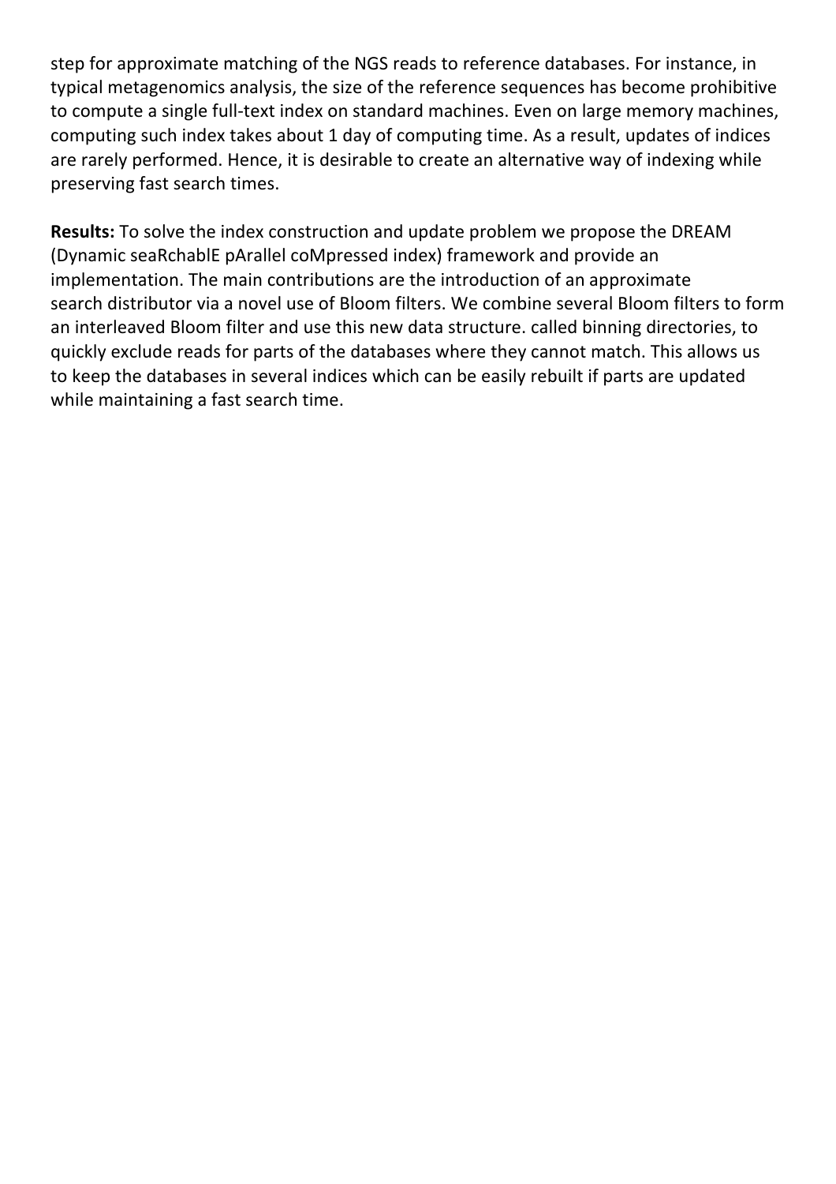step for approximate matching of the NGS reads to reference databases. For instance, in typical metagenomics analysis, the size of the reference sequences has become prohibitive to compute a single full-text index on standard machines. Even on large memory machines, computing such index takes about 1 day of computing time. As a result, updates of indices are rarely performed. Hence, it is desirable to create an alternative way of indexing while preserving fast search times.

**Results:** To solve the index construction and update problem we propose the DREAM (Dynamic seaRchablE pArallel coMpressed index) framework and provide an implementation. The main contributions are the introduction of an approximate search distributor via a novel use of Bloom filters. We combine several Bloom filters to form an interleaved Bloom filter and use this new data structure. called binning directories, to quickly exclude reads for parts of the databases where they cannot match. This allows us to keep the databases in several indices which can be easily rebuilt if parts are updated while maintaining a fast search time.